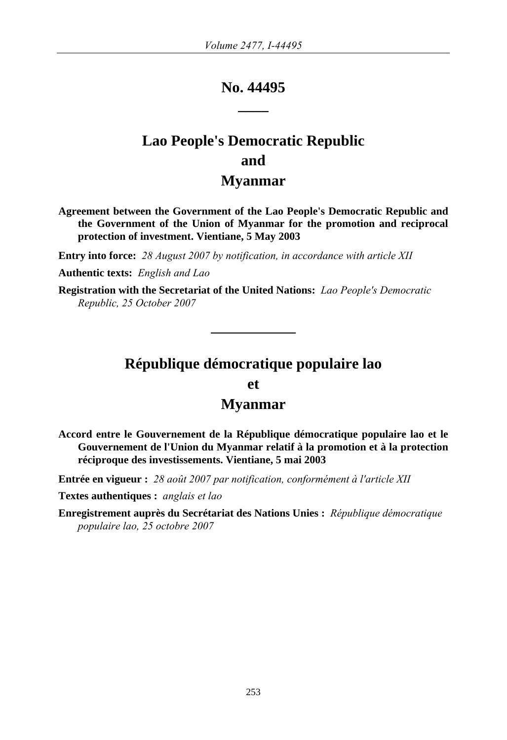# No. 44495

# Lao People's Democratic Republic and Myanmar

**Agreement between the Government of the Lao People's Democratic Republic and the Government of the Union of Myanmar for the promotion and reciprocal protection of investment. Vientiane, 5 May 2003**

**Entry into force:** *28 August 2007 by notification, in accordance with article XII*

**Authentic texts:** *English and Lao*

**Registration with the Secretariat of the United Nations:** *Lao People's Democratic Republic, 25 October 2007*

---

# République démocratique populaire lao et Myanmar

**Accord entre le Gouvernement de la République démocratique populaire lao et le Gouvernement de l'Union du Myanmar relatif à la promotion et à la protection réciproque des investissements. Vientiane, 5 mai 2003**

**Entrée en vigueur :** *28 août 2007 par notification, conformément à l'article XII*

**Textes authentiques :** *anglais et lao*

**Enregistrement auprès du Secrétariat des Nations Unies :** *République démocratique populaire lao, 25 octobre 2007*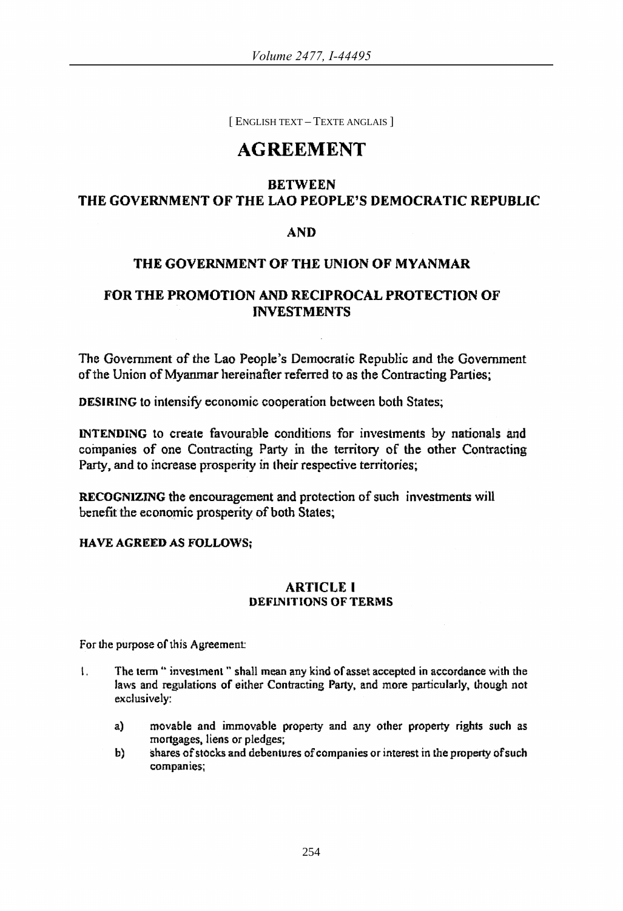[ ENGLISH TEXT – TEXTE ANGLAIS ]

# AGREEMENT

## BETWEEN THE GOVERNMENT OF THE LAO PEOPLE'S DEMOCRATIC REPUBLIC

## AND

## THE GOVERNMENT OF THE UNION OF MYANMAR

## FOR THE PROMOTION AND RECIPROCAL PROTECTION OF INVESTMENTS

The Government of the Lao People's Democratic Republic and the Government of the Union of Myanmar hereinafter referred to as the Contracting Parties;

**DESIRING** to intensify economic cooperation between both States;

**INTENDING** to create favourable conditions for investments by nationals and companies of one Contracting Party in the territory of the other Contracting Party, and to increase prosperity in their respective territories;

**RECOGNIZING** the encouragement and protection of such investments will benefit the economic prosperity of both States;

**HAVE AGREED AS FOLLOWS;**

### ARTICLE I
**DEFINITIONS OF TERMS**

For the purpose of this Agreement:

1. The term " investment " shall mean any kind of asset accepted in accordance with the laws and regulations of either Contracting Party, and more particularly, though not exclusively:

   a) movable and immovable property and any other property rights such as mortgages, liens or pledges;

   b) shares of stocks and debentures of companies or interest in the property of such companies;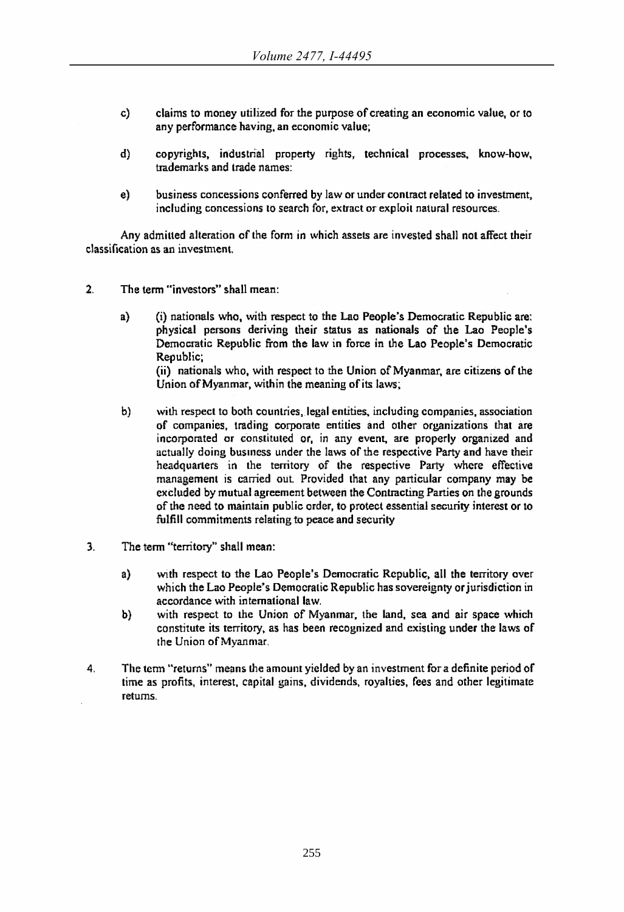c) claims to money utilized for the purpose of creating an economic value, or to any performance having, an economic value;

d) copyrights, industrial property rights, technical processes, know-how, trademarks and trade names:

e) business concessions conferred by law or under contract related to investment, including concessions to search for, extract or exploit natural resources.

Any admitted alteration of the form in which assets are invested shall not affect their classification as an investment.

2. The term "investors" shall mean:

a) (i) nationals who, with respect to the Lao People's Democratic Republic are: physical persons deriving their status as nationals of the Lao People's Democratic Republic from the law in force in the Lao People's Democratic Republic;

(ii) nationals who, with respect to the Union of Myanmar, are citizens of the Union of Myanmar, within the meaning of its laws;

b) with respect to both countries, legal entities, including companies, association of companies, trading corporate entities and other organizations that are incorporated or constituted or, in any event, are properly organized and actually doing business under the laws of the respective Party and have their headquarters in the territory of the respective Party where effective management is carried out. Provided that any particular company may be excluded by mutual agreement between the Contracting Parties on the grounds of the need to maintain public order, to protect essential security interest or to fulfill commitments relating to peace and security

3. The term "territory" shall mean:

a) with respect to the Lao People's Democratic Republic, all the territory over which the Lao People's Democratic Republic has sovereignty or jurisdiction in accordance with international law.

b) with respect to the Union of Myanmar, the land, sea and air space which constitute its territory, as has been recognized and existing under the laws of the Union of Myanmar.

4. The term "returns" means the amount yielded by an investment for a definite period of time as profits, interest, capital gains, dividends, royalties, fees and other legitimate returns.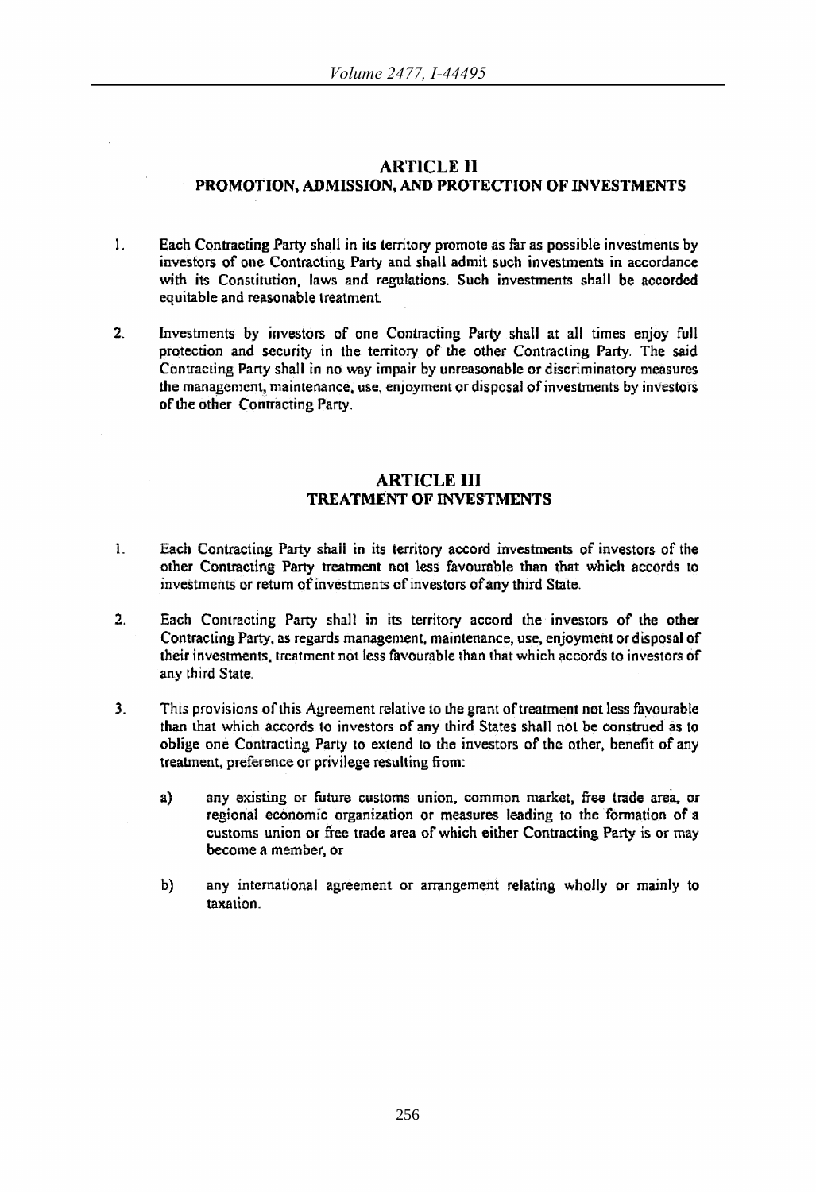## ARTICLE II
### PROMOTION, ADMISSION, AND PROTECTION OF INVESTMENTS

1. Each Contracting Party shall in its territory promote as far as possible investments by investors of one Contracting Party and shall admit such investments in accordance with its Constitution, laws and regulations. Such investments shall be accorded equitable and reasonable treatment.

2. Investments by investors of one Contracting Party shall at all times enjoy full protection and security in the territory of the other Contracting Party. The said Contracting Party shall in no way impair by unreasonable or discriminatory measures the management, maintenance, use, enjoyment or disposal of investments by investors of the other Contracting Party.

## ARTICLE III
### TREATMENT OF INVESTMENTS

1. Each Contracting Party shall in its territory accord investments of investors of the other Contracting Party treatment not less favourable than that which accords to investments or return of investments of investors of any third State.

2. Each Contracting Party shall in its territory accord the investors of the other Contracting Party, as regards management, maintenance, use, enjoyment or disposal of their investments, treatment not less favourable than that which accords to investors of any third State.

3. This provisions of this Agreement relative to the grant of treatment not less favourable than that which accords to investors of any third States shall not be construed as to oblige one Contracting Party to extend to the investors of the other, benefit of any treatment, preference or privilege resulting from:

   a) any existing or future customs union, common market, free trade area, or regional economic organization or measures leading to the formation of a customs union or free trade area of which either Contracting Party is or may become a member, or

   b) any international agreement or arrangement relating wholly or mainly to taxation.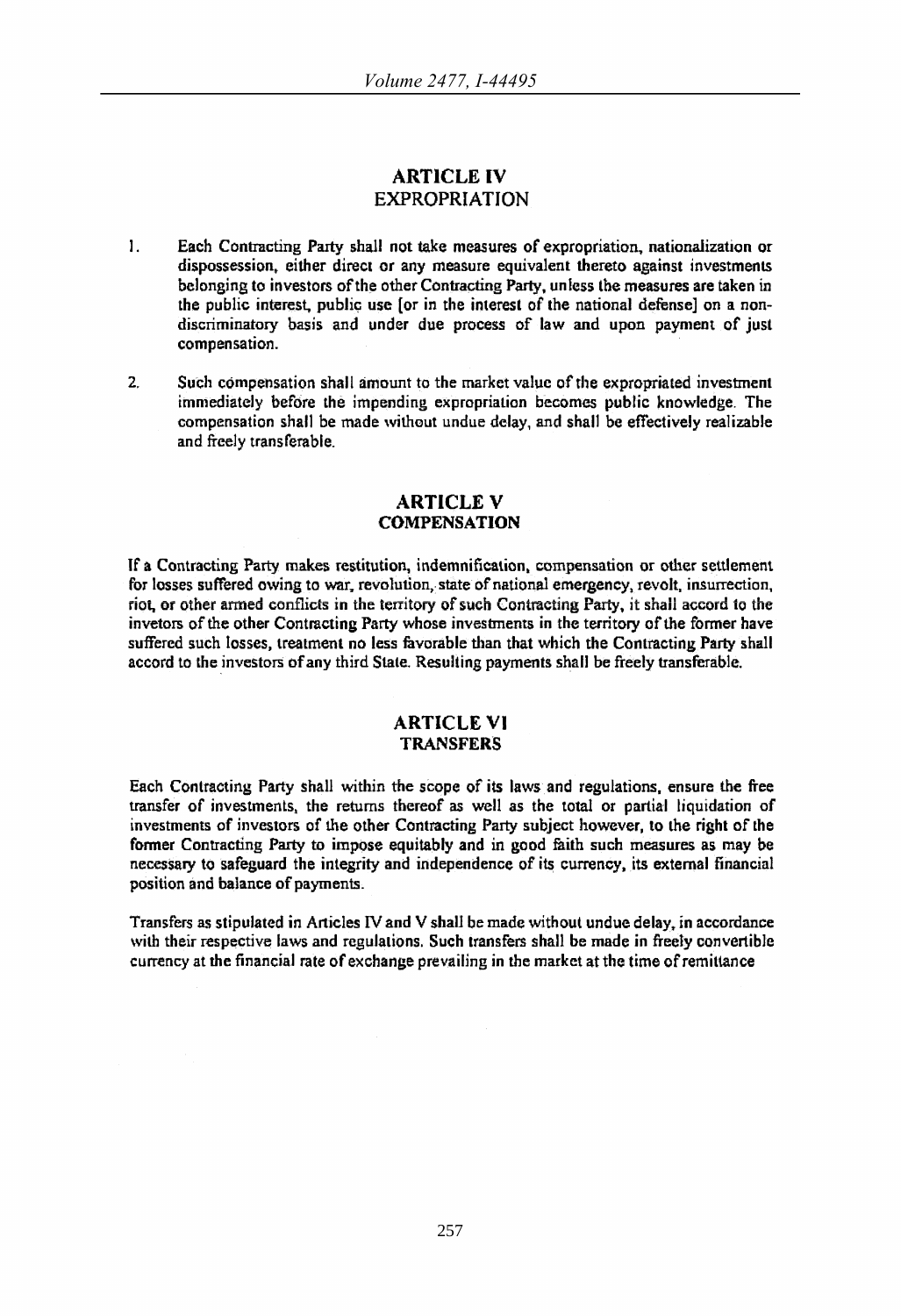## ARTICLE IV
## EXPROPRIATION

1. Each Contracting Party shall not take measures of expropriation, nationalization or dispossession, either direct or any measure equivalent thereto against investments belonging to investors of the other Contracting Party, unless the measures are taken in the public interest, public use [or in the interest of the national defense] on a non-discriminatory basis and under due process of law and upon payment of just compensation.

2. Such compensation shall amount to the market value of the expropriated investment immediately before the impending expropriation becomes public knowledge. The compensation shall be made without undue delay, and shall be effectively realizable and freely transferable.

## ARTICLE V
## COMPENSATION

If a Contracting Party makes restitution, indemnification, compensation or other settlement for losses suffered owing to war, revolution, state of national emergency, revolt, insurrection, riot, or other armed conflicts in the territory of such Contracting Party, it shall accord to the invetors of the other Contracting Party whose investments in the territory of the former have suffered such losses, treatment no less favorable than that which the Contracting Party shall accord to the investors of any third State. Resulting payments shall be freely transferable.

## ARTICLE VI
## TRANSFERS

Each Contracting Party shall within the scope of its laws and regulations, ensure the free transfer of investments, the returns thereof as well as the total or partial liquidation of investments of investors of the other Contracting Party subject however, to the right of the former Contracting Party to impose equitably and in good faith such measures as may be necessary to safeguard the integrity and independence of its currency, its external financial position and balance of payments.

Transfers as stipulated in Articles IV and V shall be made without undue delay, in accordance with their respective laws and regulations. Such transfers shall be made in freely convertible currency at the financial rate of exchange prevailing in the market at the time of remittance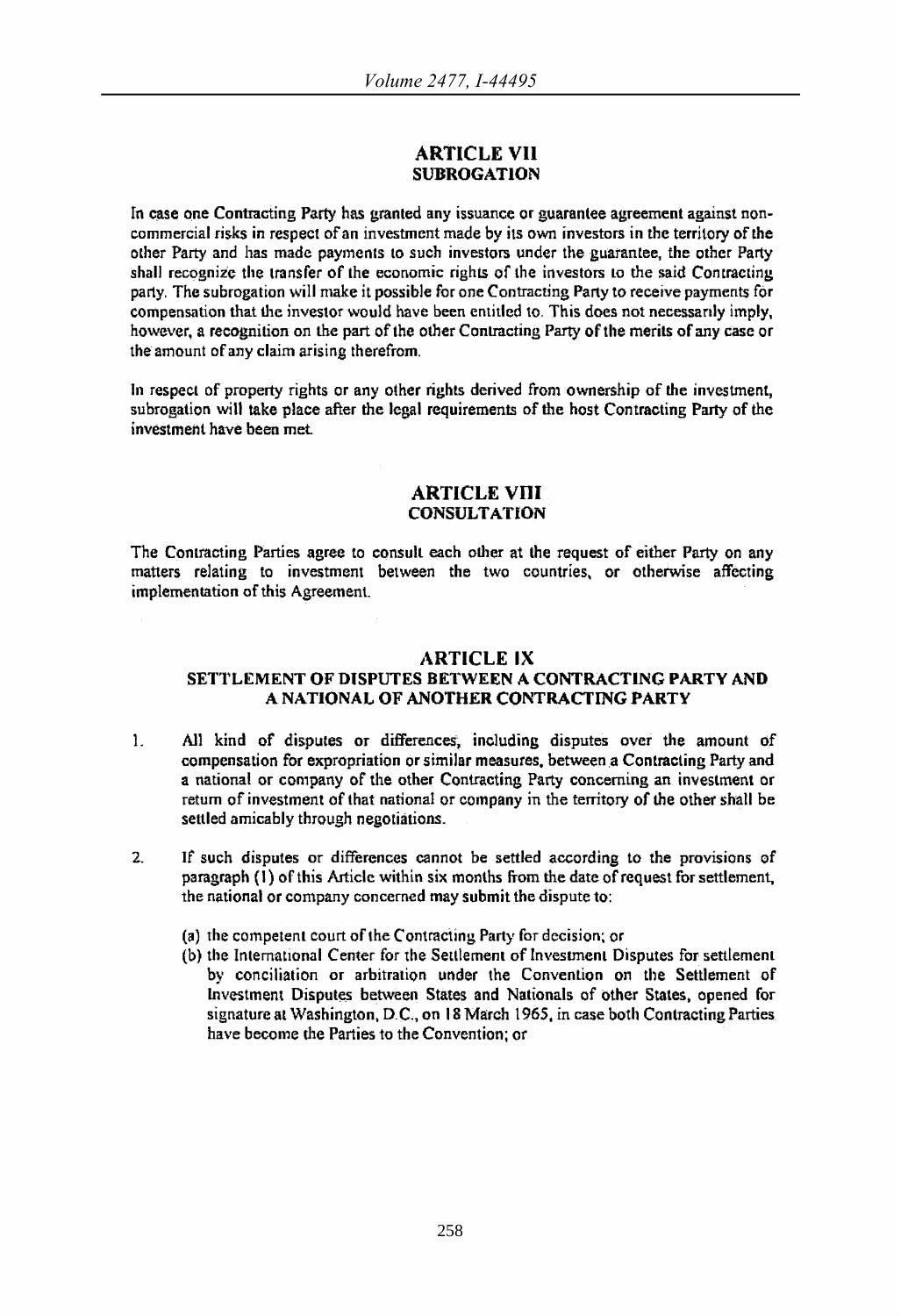## ARTICLE VII
### SUBROGATION

In case one Contracting Party has granted any issuance or guarantee agreement against non-commercial risks in respect of an investment made by its own investors in the territory of the other Party and has made payments to such investors under the guarantee, the other Party shall recognize the transfer of the economic rights of the investors to the said Contracting party. The subrogation will make it possible for one Contracting Party to receive payments for compensation that the investor would have been entitled to. This does not necessarily imply, however, a recognition on the part of the other Contracting Party of the merits of any case or the amount of any claim arising therefrom.

In respect of property rights or any other rights derived from ownership of the investment, subrogation will take place after the legal requirements of the host Contracting Party of the investment have been met.

## ARTICLE VIII
### CONSULTATION

The Contracting Parties agree to consult each other at the request of either Party on any matters relating to investment between the two countries, or otherwise affecting implementation of this Agreement.

## ARTICLE IX
### SETTLEMENT OF DISPUTES BETWEEN A CONTRACTING PARTY AND A NATIONAL OF ANOTHER CONTRACTING PARTY

1. All kind of disputes or differences, including disputes over the amount of compensation for expropriation or similar measures, between a Contracting Party and a national or company of the other Contracting Party concerning an investment or return of investment of that national or company in the territory of the other shall be settled amicably through negotiations.

2. If such disputes or differences cannot be settled according to the provisions of paragraph (1) of this Article within six months from the date of request for settlement, the national or company concerned may submit the dispute to:

   (a) the competent court of the Contracting Party for decision; or
   (b) the International Center for the Settlement of Investment Disputes for settlement by conciliation or arbitration under the Convention on the Settlement of Investment Disputes between States and Nationals of other States, opened for signature at Washington, D.C., on 18 March 1965, in case both Contracting Parties have become the Parties to the Convention; or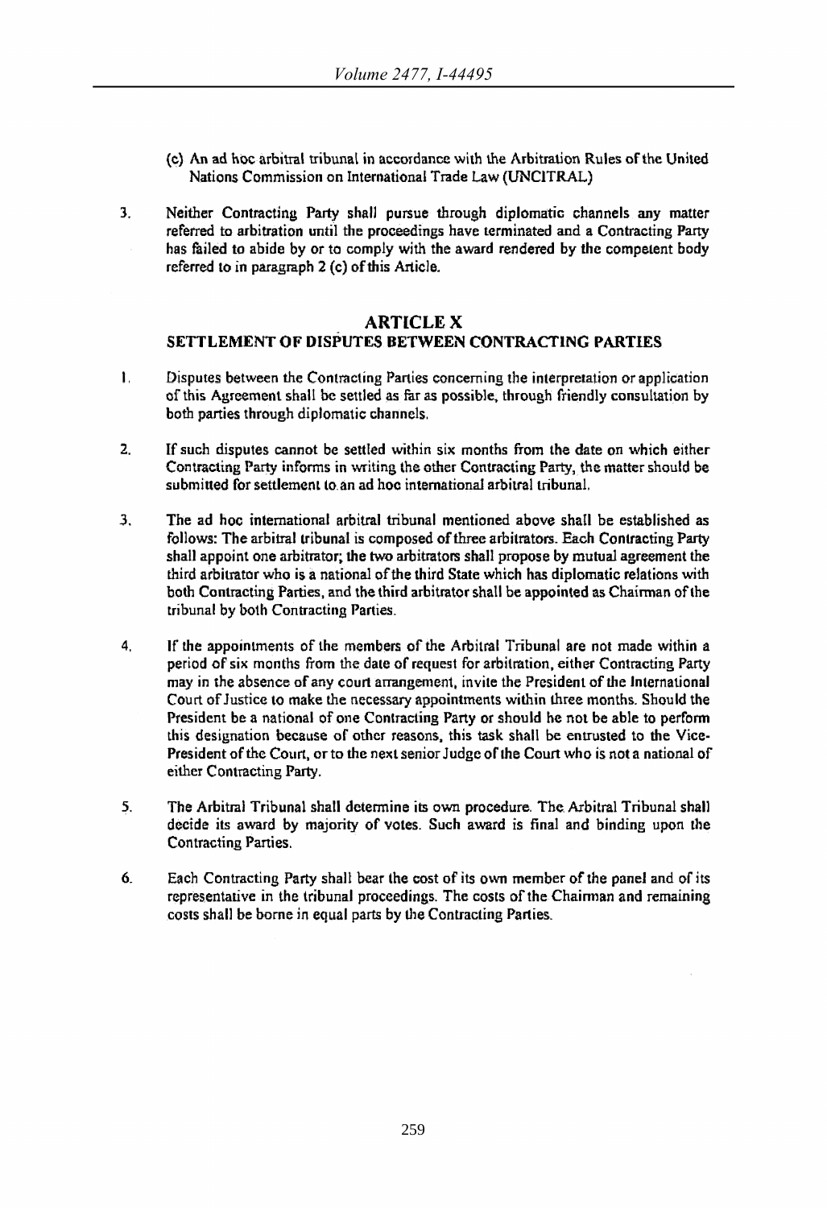(c) An ad hoc arbitral tribunal in accordance with the Arbitration Rules of the United Nations Commission on International Trade Law (UNCITRAL)

3. Neither Contracting Party shall pursue through diplomatic channels any matter referred to arbitration until the proceedings have terminated and a Contracting Party has failed to abide by or to comply with the award rendered by the competent body referred to in paragraph 2 (c) of this Article.

## ARTICLE X
## SETTLEMENT OF DISPUTES BETWEEN CONTRACTING PARTIES

1. Disputes between the Contracting Parties concerning the interpretation or application of this Agreement shall be settled as far as possible, through friendly consultation by both parties through diplomatic channels.

2. If such disputes cannot be settled within six months from the date on which either Contracting Party informs in writing the other Contracting Party, the matter should be submitted for settlement to an ad hoc international arbitral tribunal.

3. The ad hoc international arbitral tribunal mentioned above shall be established as follows: The arbitral tribunal is composed of three arbitrators. Each Contracting Party shall appoint one arbitrator; the two arbitrators shall propose by mutual agreement the third arbitrator who is a national of the third State which has diplomatic relations with both Contracting Parties, and the third arbitrator shall be appointed as Chairman of the tribunal by both Contracting Parties.

4. If the appointments of the members of the Arbitral Tribunal are not made within a period of six months from the date of request for arbitration, either Contracting Party may in the absence of any court arrangement, invite the President of the International Court of Justice to make the necessary appointments within three months. Should the President be a national of one Contracting Party or should he not be able to perform this designation because of other reasons, this task shall be entrusted to the Vice-President of the Court, or to the next senior Judge of the Court who is not a national of either Contracting Party.

5. The Arbitral Tribunal shall determine its own procedure. The Arbitral Tribunal shall decide its award by majority of votes. Such award is final and binding upon the Contracting Parties.

6. Each Contracting Party shall bear the cost of its own member of the panel and of its representative in the tribunal proceedings. The costs of the Chairman and remaining costs shall be borne in equal parts by the Contracting Parties.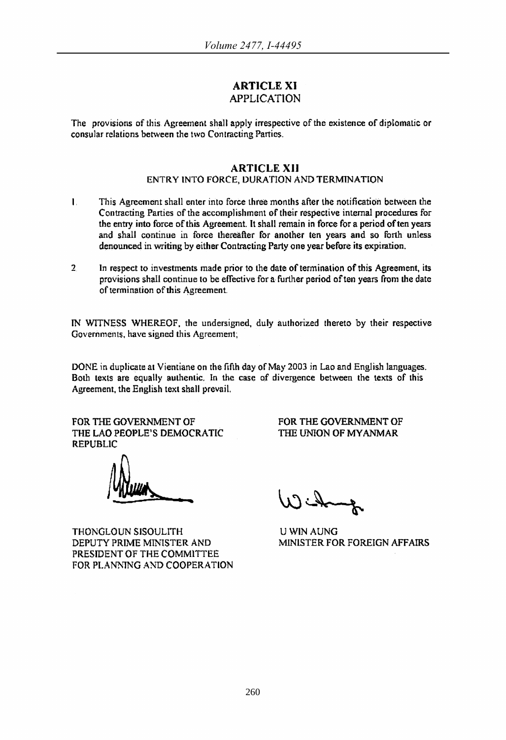## ARTICLE XI
### APPLICATION

The provisions of this Agreement shall apply irrespective of the existence of diplomatic or consular relations between the two Contracting Parties.

## ARTICLE XII
### ENTRY INTO FORCE, DURATION AND TERMINATION

1. This Agreement shall enter into force three months after the notification between the Contracting Parties of the accomplishment of their respective internal procedures for the entry into force of this Agreement. It shall remain in force for a period of ten years and shall continue in force thereafter for another ten years and so forth unless denounced in writing by either Contracting Party one year before its expiration.

2. In respect to investments made prior to the date of termination of this Agreement, its provisions shall continue to be effective for a further period of ten years from the date of termination of this Agreement.

IN WITNESS WHEREOF, the undersigned, duly authorized thereto by their respective Governments, have signed this Agreement;

DONE in duplicate at Vientiane on the fifth day of May 2003 in Lao and English languages. Both texts are equally authentic. In the case of divergence between the texts of this Agreement, the English text shall prevail.

FOR THE GOVERNMENT OF THE LAO PEOPLE'S DEMOCRATIC REPUBLIC

THONGLOUN SISOULITH
DEPUTY PRIME MINISTER AND PRESIDENT OF THE COMMITTEE FOR PLANNING AND COOPERATION

FOR THE GOVERNMENT OF THE UNION OF MYANMAR

U WIN AUNG
MINISTER FOR FOREIGN AFFAIRS